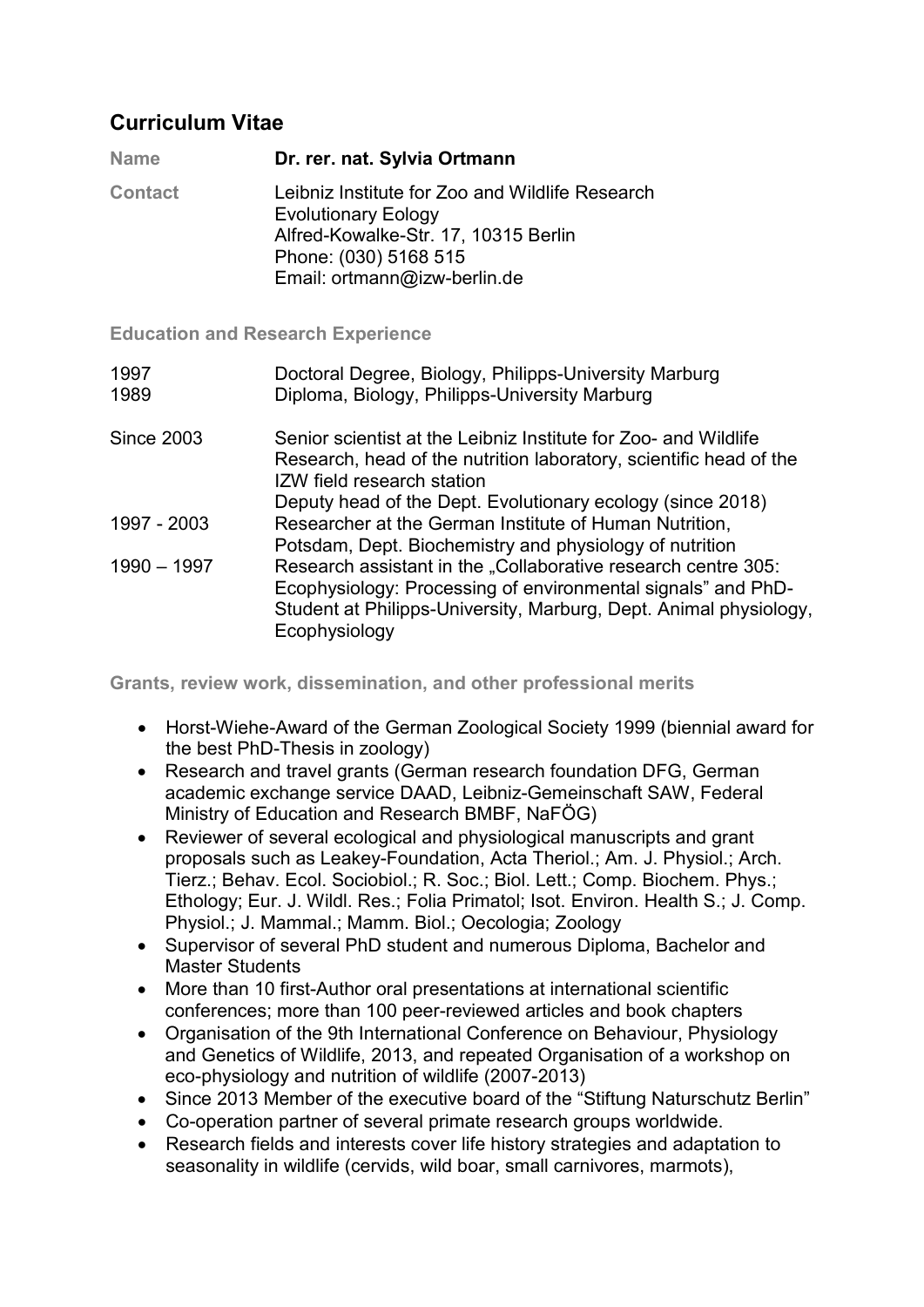## Curriculum Vitae

| | |
|---|---|
| **Name** | **Dr. rer. nat. Sylvia Ortmann** |
| **Contact** | Leibniz Institute for Zoo and Wildlife Research<br>Evolutionary Eology<br>Alfred-Kowalke-Str. 17, 10315 Berlin<br>Phone: (030) 5168 515<br>Email: ortmann@izw-berlin.de |

### Education and Research Experience

| | |
|---|---|
| 1997 | Doctoral Degree, Biology, Philipps-University Marburg |
| 1989 | Diploma, Biology, Philipps-University Marburg |
| Since 2003 | Senior scientist at the Leibniz Institute for Zoo- and Wildlife Research, head of the nutrition laboratory, scientific head of the IZW field research station<br>Deputy head of the Dept. Evolutionary ecology (since 2018) |
| 1997 - 2003 | Researcher at the German Institute of Human Nutrition, Potsdam, Dept. Biochemistry and physiology of nutrition |
| 1990 – 1997 | Research assistant in the „Collaborative research centre 305: Ecophysiology: Processing of environmental signals" and PhD-Student at Philipps-University, Marburg, Dept. Animal physiology, Ecophysiology |

### Grants, review work, dissemination, and other professional merits

- Horst-Wiehe-Award of the German Zoological Society 1999 (biennial award for the best PhD-Thesis in zoology)
- Research and travel grants (German research foundation DFG, German academic exchange service DAAD, Leibniz-Gemeinschaft SAW, Federal Ministry of Education and Research BMBF, NaFÖG)
- Reviewer of several ecological and physiological manuscripts and grant proposals such as Leakey-Foundation, Acta Theriol.; Am. J. Physiol.; Arch. Tierz.; Behav. Ecol. Sociobiol.; R. Soc.; Biol. Lett.; Comp. Biochem. Phys.; Ethology; Eur. J. Wildl. Res.; Folia Primatol; Isot. Environ. Health S.; J. Comp. Physiol.; J. Mammal.; Mamm. Biol.; Oecologia; Zoology
- Supervisor of several PhD student and numerous Diploma, Bachelor and Master Students
- More than 10 first-Author oral presentations at international scientific conferences; more than 100 peer-reviewed articles and book chapters
- Organisation of the 9th International Conference on Behaviour, Physiology and Genetics of Wildlife, 2013, and repeated Organisation of a workshop on eco-physiology and nutrition of wildlife (2007-2013)
- Since 2013 Member of the executive board of the "Stiftung Naturschutz Berlin"
- Co-operation partner of several primate research groups worldwide.
- Research fields and interests cover life history strategies and adaptation to seasonality in wildlife (cervids, wild boar, small carnivores, marmots),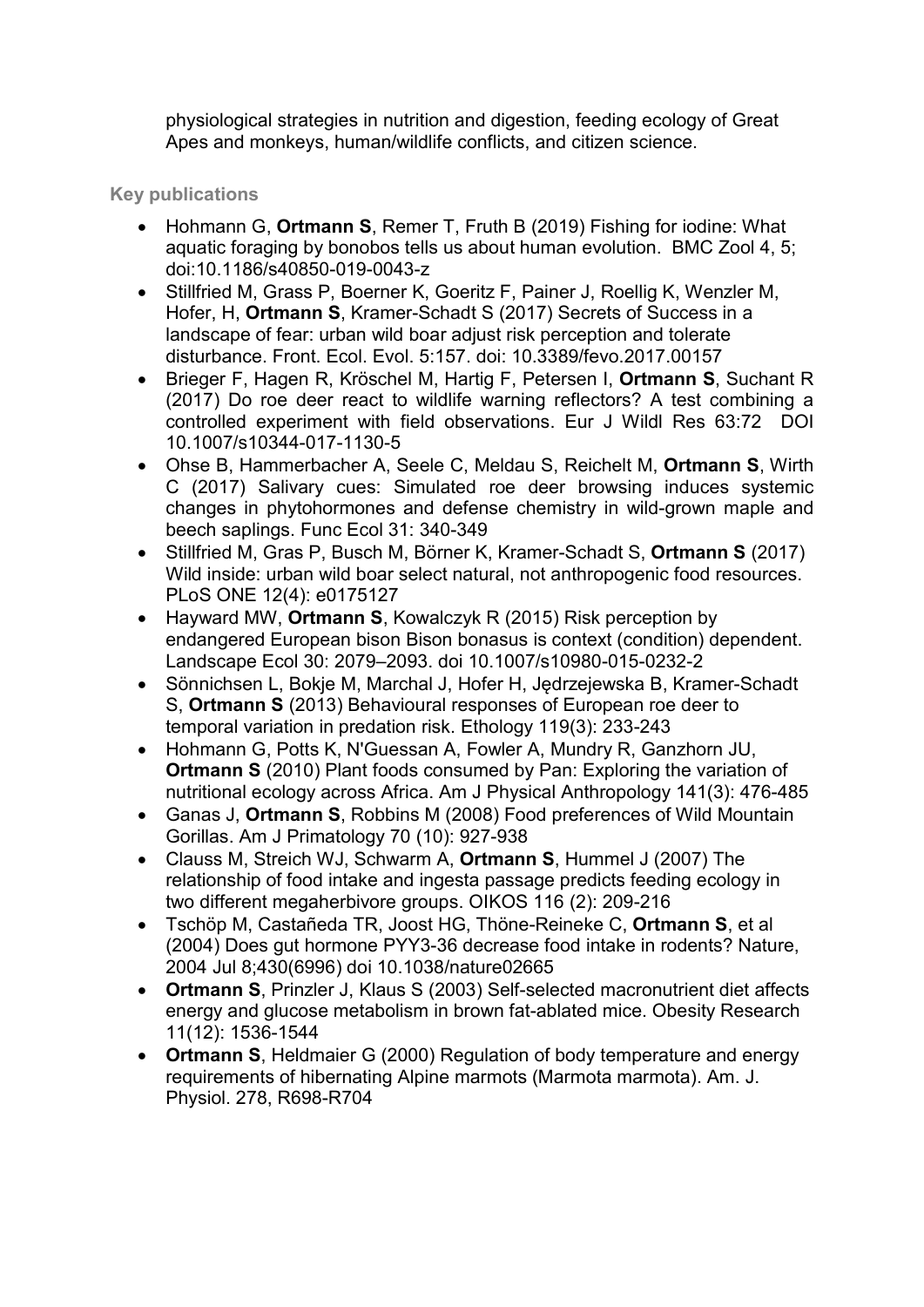physiological strategies in nutrition and digestion, feeding ecology of Great Apes and monkeys, human/wildlife conflicts, and citizen science.

**Key publications**

- Hohmann G, **Ortmann S**, Remer T, Fruth B (2019) Fishing for iodine: What aquatic foraging by bonobos tells us about human evolution. BMC Zool 4, 5; doi:10.1186/s40850-019-0043-z
- Stillfried M, Grass P, Boerner K, Goeritz F, Painer J, Roellig K, Wenzler M, Hofer, H, **Ortmann S**, Kramer-Schadt S (2017) Secrets of Success in a landscape of fear: urban wild boar adjust risk perception and tolerate disturbance. Front. Ecol. Evol. 5:157. doi: 10.3389/fevo.2017.00157
- Brieger F, Hagen R, Kröschel M, Hartig F, Petersen I, **Ortmann S**, Suchant R (2017) Do roe deer react to wildlife warning reflectors? A test combining a controlled experiment with field observations. Eur J Wildl Res 63:72 DOI 10.1007/s10344-017-1130-5
- Ohse B, Hammerbacher A, Seele C, Meldau S, Reichelt M, **Ortmann S**, Wirth C (2017) Salivary cues: Simulated roe deer browsing induces systemic changes in phytohormones and defense chemistry in wild-grown maple and beech saplings. Func Ecol 31: 340-349
- Stillfried M, Gras P, Busch M, Börner K, Kramer-Schadt S, **Ortmann S** (2017) Wild inside: urban wild boar select natural, not anthropogenic food resources. PLoS ONE 12(4): e0175127
- Hayward MW, **Ortmann S**, Kowalczyk R (2015) Risk perception by endangered European bison Bison bonasus is context (condition) dependent. Landscape Ecol 30: 2079–2093. doi 10.1007/s10980-015-0232-2
- Sönnichsen L, Bokje M, Marchal J, Hofer H, Jędrzejewska B, Kramer-Schadt S, **Ortmann S** (2013) Behavioural responses of European roe deer to temporal variation in predation risk. Ethology 119(3): 233-243
- Hohmann G, Potts K, N'Guessan A, Fowler A, Mundry R, Ganzhorn JU, **Ortmann S** (2010) Plant foods consumed by Pan: Exploring the variation of nutritional ecology across Africa. Am J Physical Anthropology 141(3): 476-485
- Ganas J, **Ortmann S**, Robbins M (2008) Food preferences of Wild Mountain Gorillas. Am J Primatology 70 (10): 927-938
- Clauss M, Streich WJ, Schwarm A, **Ortmann S**, Hummel J (2007) The relationship of food intake and ingesta passage predicts feeding ecology in two different megaherbivore groups. OIKOS 116 (2): 209-216
- Tschöp M, Castañeda TR, Joost HG, Thöne-Reineke C, **Ortmann S**, et al (2004) Does gut hormone PYY3-36 decrease food intake in rodents? Nature, 2004 Jul 8;430(6996) doi 10.1038/nature02665
- **Ortmann S**, Prinzler J, Klaus S (2003) Self-selected macronutrient diet affects energy and glucose metabolism in brown fat-ablated mice. Obesity Research 11(12): 1536-1544
- **Ortmann S**, Heldmaier G (2000) Regulation of body temperature and energy requirements of hibernating Alpine marmots (Marmota marmota). Am. J. Physiol. 278, R698-R704